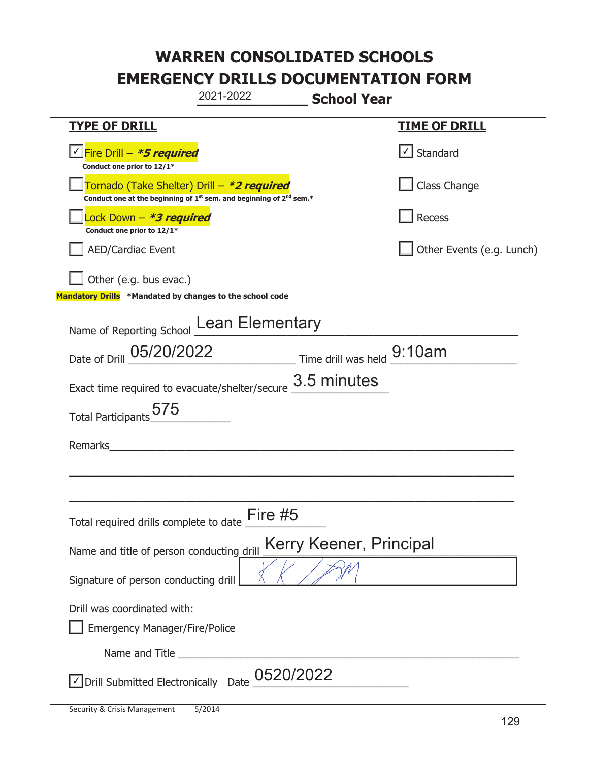# WARREN CONSOLIDATED SCHOOLS
# EMERGENCY DRILLS DOCUMENTATION FORM

2021-2022 **School Year**

| **TYPE OF DRILL** | **TIME OF DRILL** |
|---|---|
| ☑ Fire Drill – ***5 required*** <br> **Conduct one prior to 12/1*** | ☑ Standard |
| ☐ Tornado (Take Shelter) Drill – ***2 required*** <br> **Conduct one at the beginning of 1st sem. and beginning of 2nd sem.*** | ☐ Class Change |
| ☐ Lock Down – ***3 required*** <br> **Conduct one prior to 12/1*** | ☐ Recess |
| ☐ AED/Cardiac Event | ☐ Other Events (e.g. Lunch) |
| ☐ Other (e.g. bus evac.) | |

**Mandatory Drills** ***Mandated by changes to the school code**

Name of Reporting School: Lean Elementary

Date of Drill: 05/20/2022 Time drill was held: 9:10am

Exact time required to evacuate/shelter/secure: 3.5 minutes

Total Participants: 575

Remarks: ______________________________________________

Total required drills complete to date: Fire #5

Name and title of person conducting drill: Kerry Keener, Principal

Signature of person conducting drill: [signature]

Drill was coordinated with:

☐ Emergency Manager/Fire/Police

Name and Title ______________________________________________

☑ Drill Submitted Electronically Date: 0520/2022

Security & Crisis Management 5/2014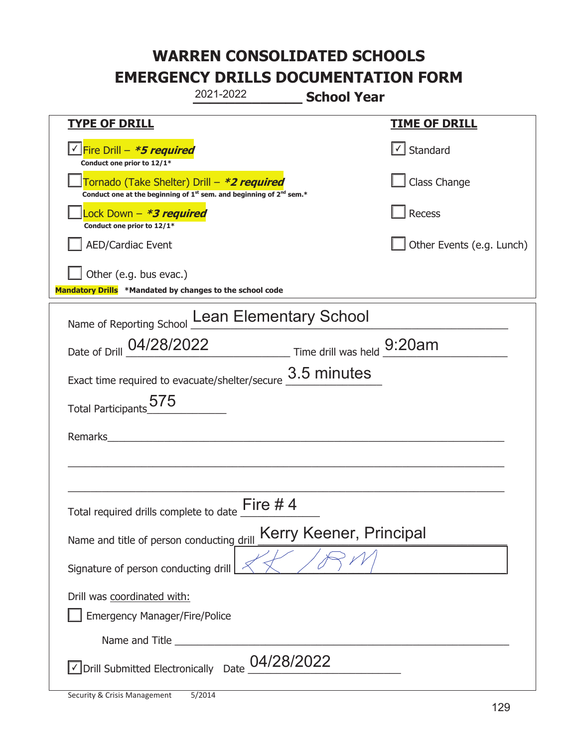# WARREN CONSOLIDATED SCHOOLS
# EMERGENCY DRILLS DOCUMENTATION FORM

2021-2022 **School Year**

| **TYPE OF DRILL** | **TIME OF DRILL** |
|---|---|
| ☑ Fire Drill – ***5 required*** <br> **Conduct one prior to 12/1*** | ☑ Standard |
| ☐ Tornado (Take Shelter) Drill – ***2 required*** <br> **Conduct one at the beginning of 1st sem. and beginning of 2nd sem.*** | ☐ Class Change |
| ☐ Lock Down – ***3 required*** <br> **Conduct one prior to 12/1*** | ☐ Recess |
| ☐ AED/Cardiac Event | ☐ Other Events (e.g. Lunch) |
| ☐ Other (e.g. bus evac.) | |

**Mandatory Drills** ***Mandated by changes to the school code**

Name of Reporting School: Lean Elementary School

Date of Drill: 04/28/2022 Time drill was held: 9:20am

Exact time required to evacuate/shelter/secure: 3.5 minutes

Total Participants: 575

Remarks:

Total required drills complete to date: Fire # 4

Name and title of person conducting drill: Kerry Keener, Principal

Signature of person conducting drill: [signature]

Drill was coordinated with:

☐ Emergency Manager/Fire/Police

Name and Title:

☑ Drill Submitted Electronically Date: 04/28/2022

Security & Crisis Management 5/2014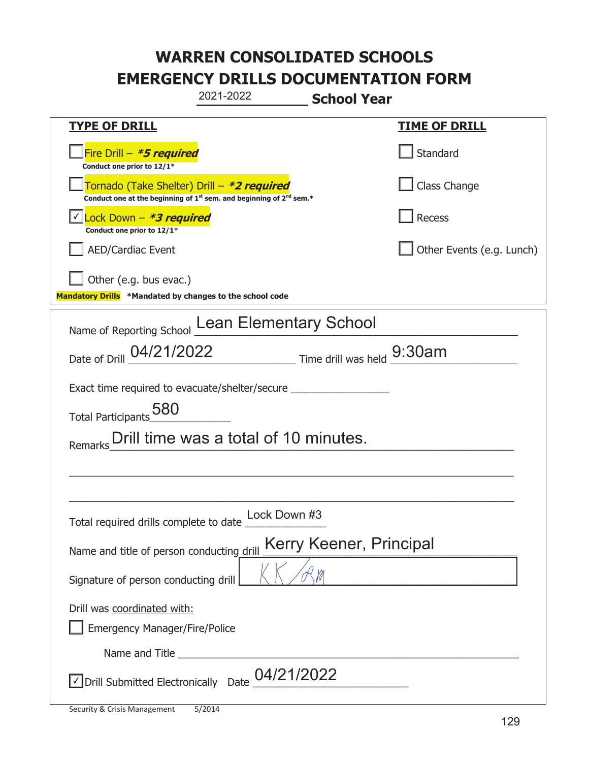# WARREN CONSOLIDATED SCHOOLS
# EMERGENCY DRILLS DOCUMENTATION FORM

2021-2022 **School Year**

| **TYPE OF DRILL** | **TIME OF DRILL** |
|---|---|
| ☐ Fire Drill – ***5 required*** <br> **Conduct one prior to 12/1*** | ☐ Standard |
| ☐ Tornado (Take Shelter) Drill – ***2 required*** <br> **Conduct one at the beginning of 1st sem. and beginning of 2nd sem.*** | ☐ Class Change |
| ☑ Lock Down – ***3 required*** <br> **Conduct one prior to 12/1*** | ☐ Recess |
| ☐ AED/Cardiac Event | ☐ Other Events (e.g. Lunch) |
| ☐ Other (e.g. bus evac.) | |

**Mandatory Drills** ***Mandated by changes to the school code**

Name of Reporting School: Lean Elementary School

Date of Drill: 04/21/2022 Time drill was held: 9:30am

Exact time required to evacuate/shelter/secure: ________________

Total Participants: 580

Remarks: Drill time was a total of 10 minutes.

Total required drills complete to date: Lock Down #3

Name and title of person conducting drill: Kerry Keener, Principal

Signature of person conducting drill: KK/am

Drill was coordinated with:

☐ Emergency Manager/Fire/Police

Name and Title ________________________________

☑ Drill Submitted Electronically Date: 04/21/2022

Security & Crisis Management 5/2014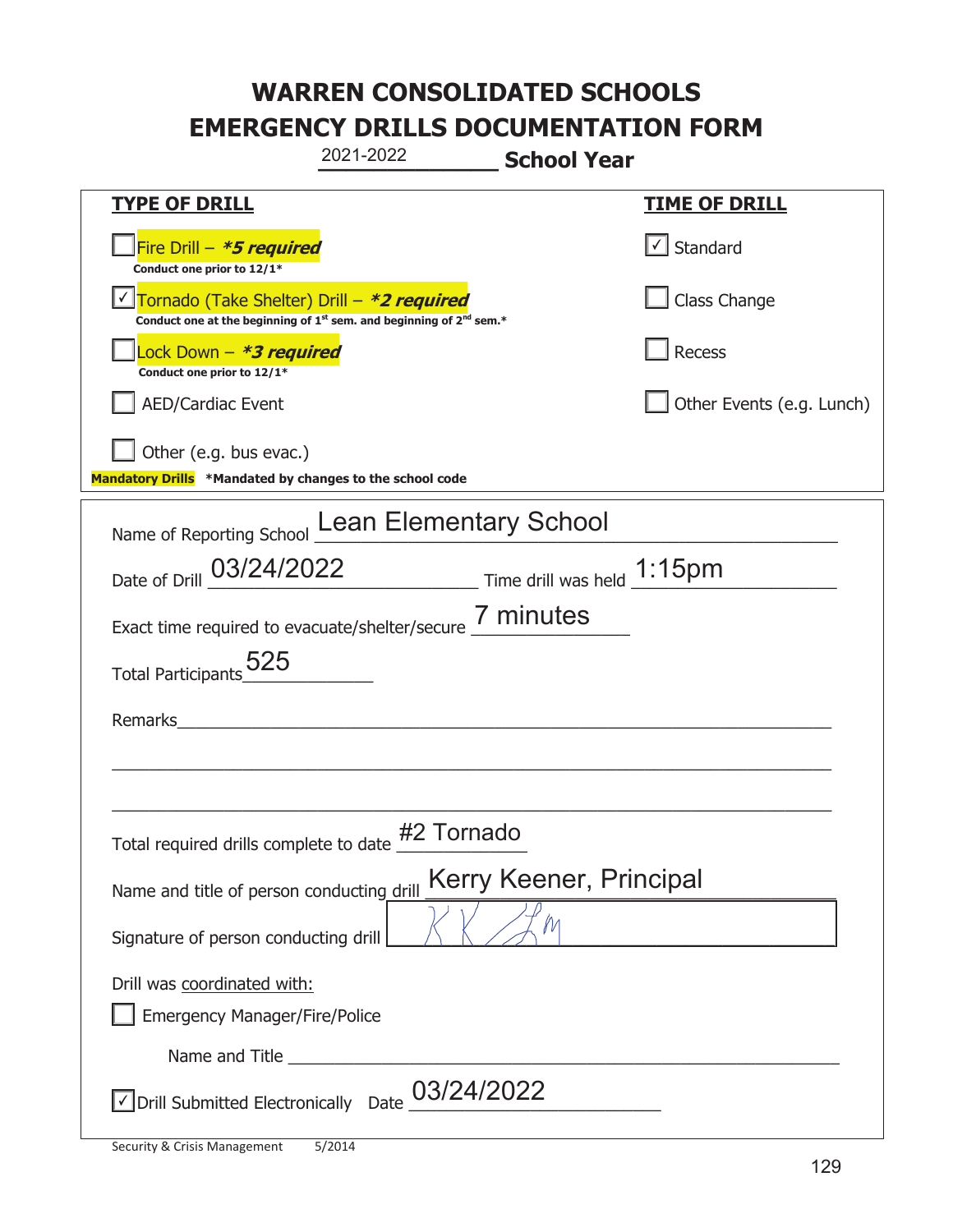# WARREN CONSOLIDATED SCHOOLS
# EMERGENCY DRILLS DOCUMENTATION FORM

2021-2022 **School Year**

| **TYPE OF DRILL** | **TIME OF DRILL** |
|---|---|
| ☐ Fire Drill – ***5 required*** <br> **Conduct one prior to 12/1*** | ☑ Standard |
| ☑ Tornado (Take Shelter) Drill – ***2 required*** <br> **Conduct one at the beginning of 1st sem. and beginning of 2nd sem.*** | ☐ Class Change |
| ☐ Lock Down – ***3 required*** <br> **Conduct one prior to 12/1*** | ☐ Recess |
| ☐ AED/Cardiac Event | ☐ Other Events (e.g. Lunch) |
| ☐ Other (e.g. bus evac.) | |

**Mandatory Drills** ***Mandated by changes to the school code**

Name of Reporting School: Lean Elementary School

Date of Drill: 03/24/2022 Time drill was held: 1:15pm

Exact time required to evacuate/shelter/secure: 7 minutes

Total Participants: 525

Remarks: ______________________________

Total required drills complete to date: #2 Tornado

Name and title of person conducting drill: Kerry Keener, Principal

Signature of person conducting drill: KK [signature]

Drill was coordinated with:

☐ Emergency Manager/Fire/Police

Name and Title ______________________________

☑ Drill Submitted Electronically Date: 03/24/2022

Security & Crisis Management 5/2014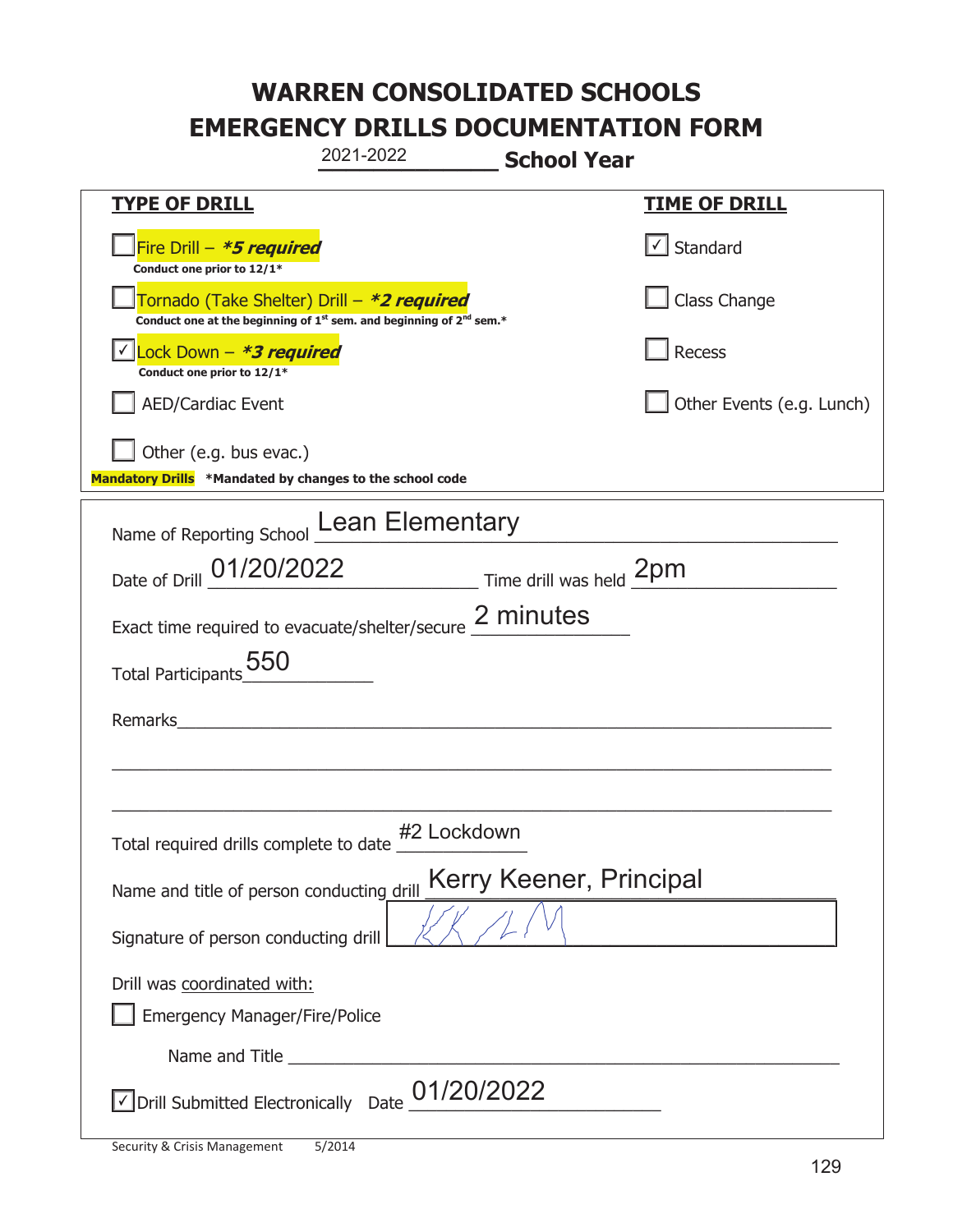# WARREN CONSOLIDATED SCHOOLS
# EMERGENCY DRILLS DOCUMENTATION FORM

2021-2022 **School Year**

| **TYPE OF DRILL** | **TIME OF DRILL** |
| --- | --- |
| ☐ Fire Drill – ***5 required*** <br> **Conduct one prior to 12/1*** | ☑ Standard |
| ☐ Tornado (Take Shelter) Drill – ***2 required*** <br> **Conduct one at the beginning of 1st sem. and beginning of 2nd sem.*** | ☐ Class Change |
| ☑ Lock Down – ***3 required*** <br> **Conduct one prior to 12/1*** | ☐ Recess |
| ☐ AED/Cardiac Event | ☐ Other Events (e.g. Lunch) |
| ☐ Other (e.g. bus evac.) | |

**Mandatory Drills** **\*Mandated by changes to the school code**

Name of Reporting School: Lean Elementary

Date of Drill: 01/20/2022 Time drill was held: 2pm

Exact time required to evacuate/shelter/secure: 2 minutes

Total Participants: 550

Remarks: ______________________________

Total required drills complete to date: #2 Lockdown

Name and title of person conducting drill: Kerry Keener, Principal

Signature of person conducting drill: [signature]

Drill was coordinated with:

☐ Emergency Manager/Fire/Police

Name and Title ______________________________

☑ Drill Submitted Electronically Date: 01/20/2022

Security & Crisis Management 5/2014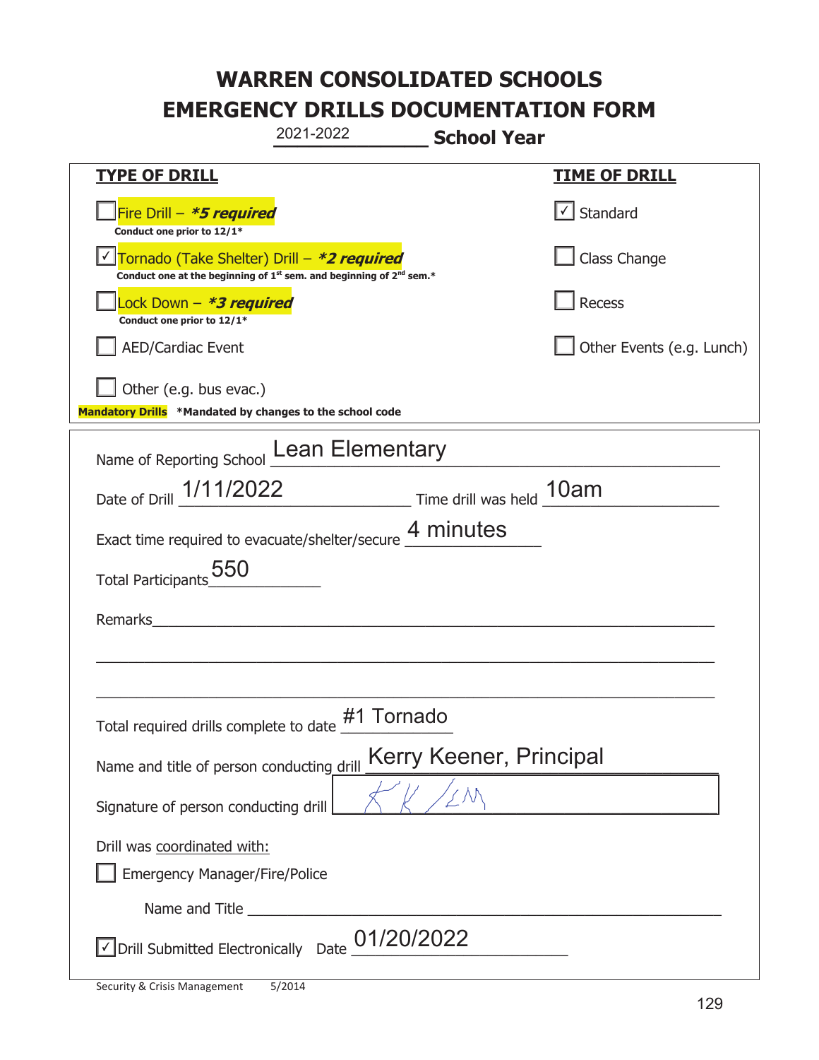# WARREN CONSOLIDATED SCHOOLS
# EMERGENCY DRILLS DOCUMENTATION FORM

2021-2022 **School Year**

| **TYPE OF DRILL** | **TIME OF DRILL** |
|---|---|
| ☐ Fire Drill – ***5 required*** Conduct one prior to 12/1* | ☑ Standard |
| ☑ Tornado (Take Shelter) Drill – ***2 required*** Conduct one at the beginning of 1st sem. and beginning of 2nd sem.* | ☐ Class Change |
| ☐ Lock Down – ***3 required*** Conduct one prior to 12/1* | ☐ Recess |
| ☐ AED/Cardiac Event | ☐ Other Events (e.g. Lunch) |
| ☐ Other (e.g. bus evac.) | |

**Mandatory Drills** ***Mandated by changes to the school code**

Name of Reporting School: Lean Elementary

Date of Drill: 1/11/2022 Time drill was held: 10am

Exact time required to evacuate/shelter/secure: 4 minutes

Total Participants: 550

Remarks: ______________________________

Total required drills complete to date: #1 Tornado

Name and title of person conducting drill: Kerry Keener, Principal

Signature of person conducting drill: KK/LM

Drill was coordinated with:

☐ Emergency Manager/Fire/Police

Name and Title ______________________________

☑ Drill Submitted Electronically Date: 01/20/2022

Security & Crisis Management 5/2014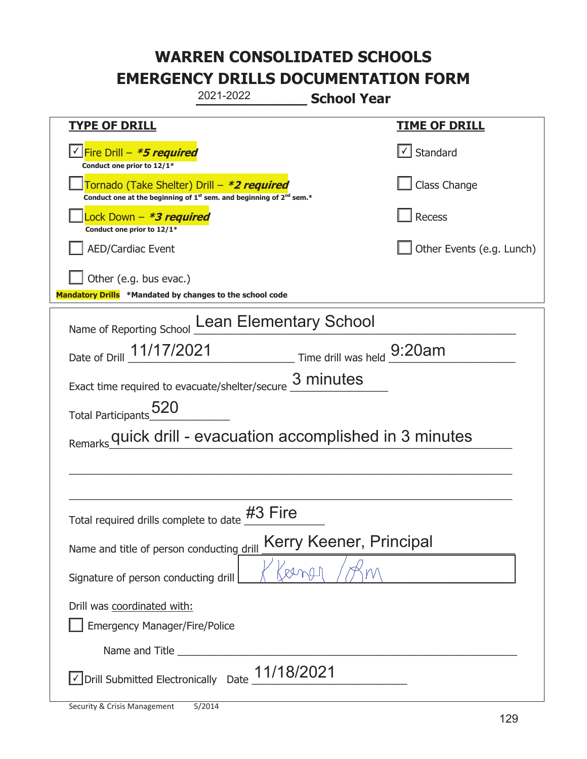# WARREN CONSOLIDATED SCHOOLS

# EMERGENCY DRILLS DOCUMENTATION FORM

2021-2022 **School Year**

| **TYPE OF DRILL** | **TIME OF DRILL** |
|---|---|
| ☑ Fire Drill – ***5 required*** <br> **Conduct one prior to 12/1*** | ☑ Standard |
| ☐ Tornado (Take Shelter) Drill – ***2 required*** <br> **Conduct one at the beginning of 1st sem. and beginning of 2nd sem.*** | ☐ Class Change |
| ☐ Lock Down – ***3 required*** <br> **Conduct one prior to 12/1*** | ☐ Recess |
| ☐ AED/Cardiac Event | ☐ Other Events (e.g. Lunch) |
| ☐ Other (e.g. bus evac.) | |

**Mandatory Drills** **\*Mandated by changes to the school code**

Name of Reporting School: Lean Elementary School

Date of Drill: 11/17/2021 Time drill was held: 9:20am

Exact time required to evacuate/shelter/secure: 3 minutes

Total Participants: 520

Remarks: quick drill - evacuation accomplished in 3 minutes

Total required drills complete to date: #3 Fire

Name and title of person conducting drill: Kerry Keener, Principal

Signature of person conducting drill: K Keener /Pm

Drill was coordinated with:

☐ Emergency Manager/Fire/Police

Name and Title ______________________

☑ Drill Submitted Electronically Date: 11/18/2021

Security & Crisis Management 5/2014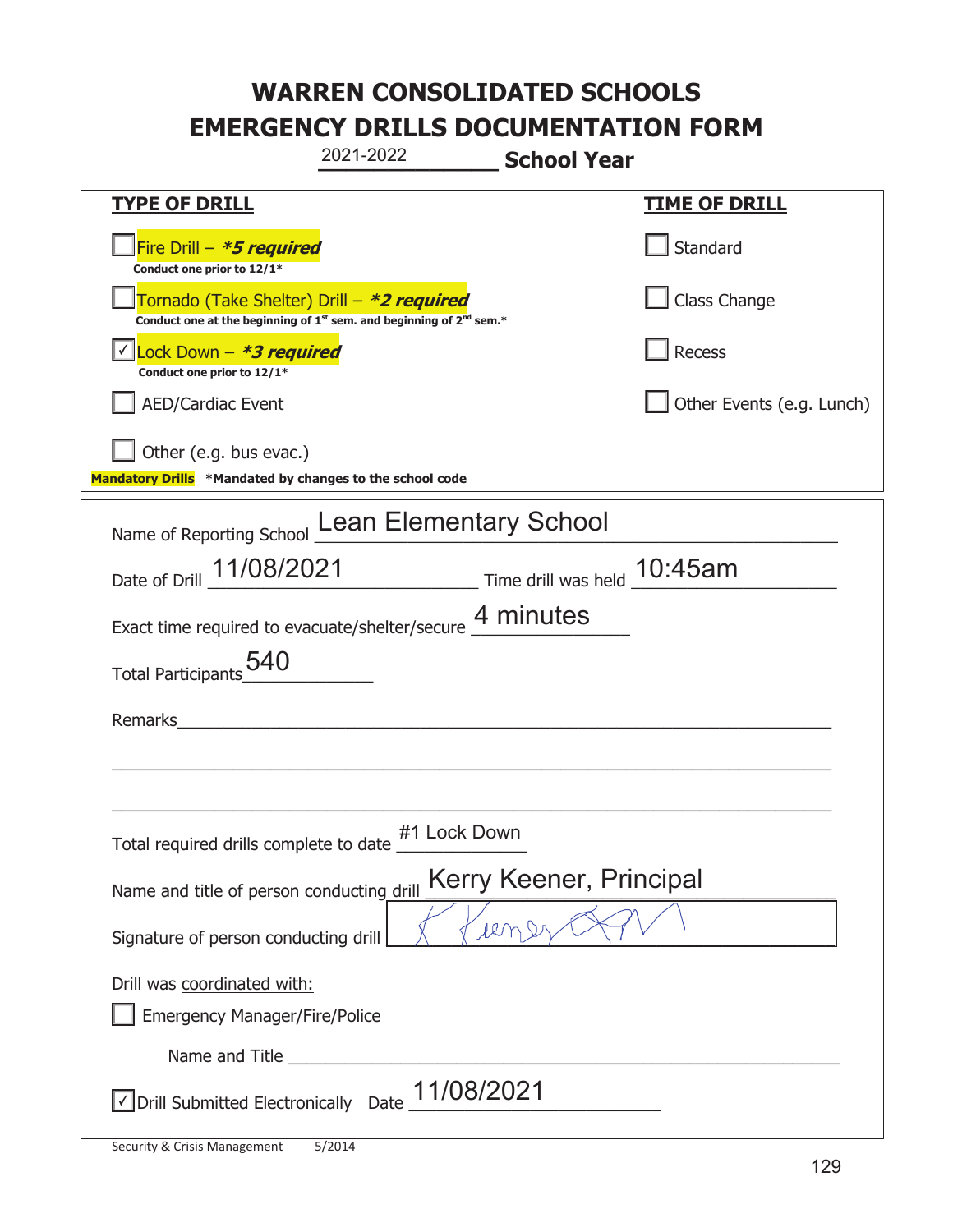# WARREN CONSOLIDATED SCHOOLS
# EMERGENCY DRILLS DOCUMENTATION FORM

2021-2022 **School Year**

| **TYPE OF DRILL** | **TIME OF DRILL** |
|---|---|
| ☐ Fire Drill – ***5 required*** <br> **Conduct one prior to 12/1*** | ☐ Standard |
| ☐ Tornado (Take Shelter) Drill – ***2 required*** <br> **Conduct one at the beginning of 1st sem. and beginning of 2nd sem.*** | ☐ Class Change |
| ☑ Lock Down – ***3 required*** <br> **Conduct one prior to 12/1*** | ☐ Recess |
| ☐ AED/Cardiac Event | ☐ Other Events (e.g. Lunch) |
| ☐ Other (e.g. bus evac.) | |

**Mandatory Drills** ***Mandated by changes to the school code**

Name of Reporting School: Lean Elementary School

Date of Drill: 11/08/2021 Time drill was held: 10:45am

Exact time required to evacuate/shelter/secure: 4 minutes

Total Participants: 540

Remarks: ____________________

Total required drills complete to date: #1 Lock Down

Name and title of person conducting drill: Kerry Keener, Principal

Signature of person conducting drill: [signature]

Drill was coordinated with:

☐ Emergency Manager/Fire/Police

Name and Title ____________________

☑ Drill Submitted Electronically Date: 11/08/2021

Security & Crisis Management 5/2014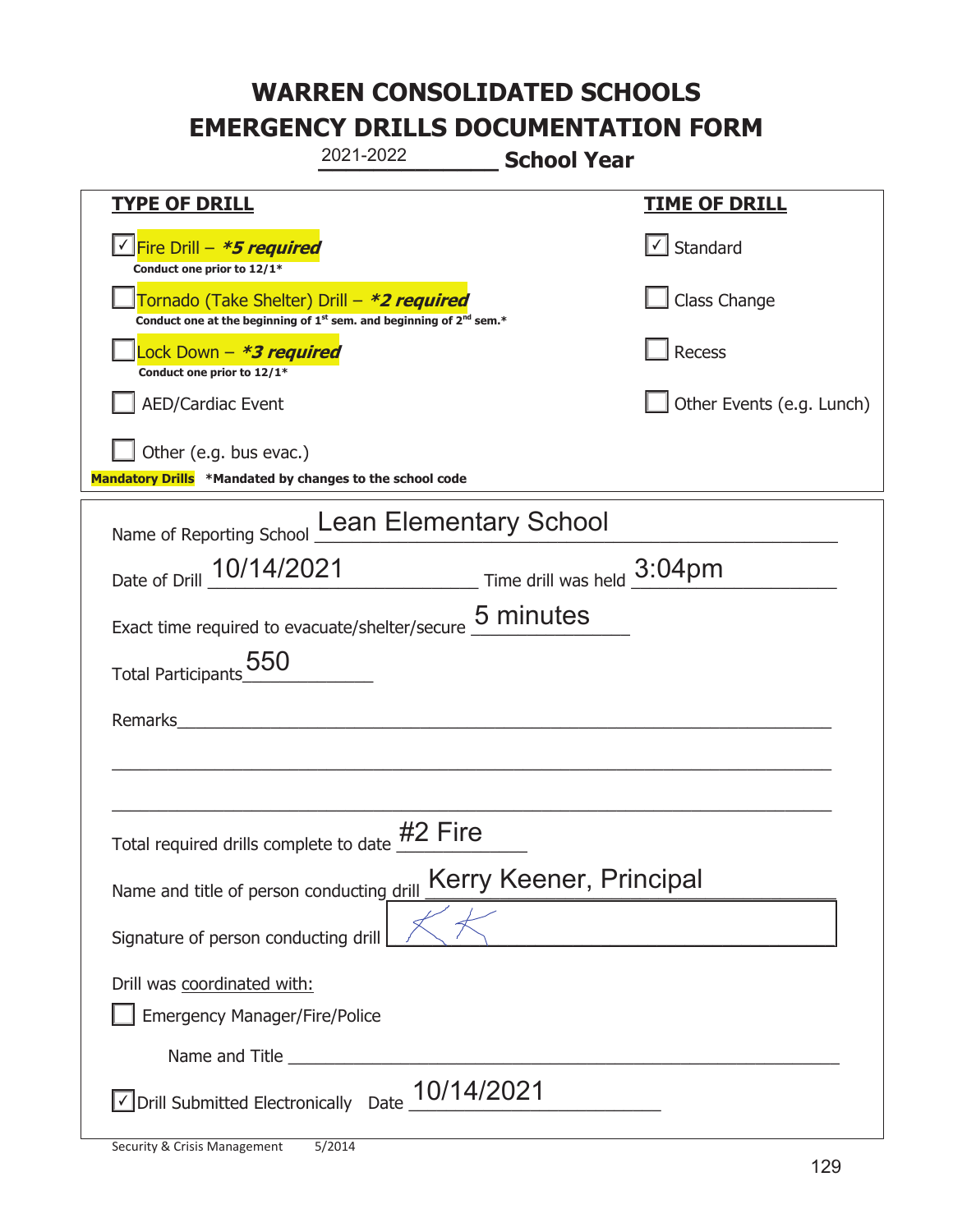# WARREN CONSOLIDATED SCHOOLS
# EMERGENCY DRILLS DOCUMENTATION FORM

2021-2022 **School Year**

| **TYPE OF DRILL** | **TIME OF DRILL** |
|---|---|
| ☑ Fire Drill – ***5 required*** <br> **Conduct one prior to 12/1*** | ☑ Standard |
| ☐ Tornado (Take Shelter) Drill – ***2 required*** <br> **Conduct one at the beginning of 1st sem. and beginning of 2nd sem.*** | ☐ Class Change |
| ☐ Lock Down – ***3 required*** <br> **Conduct one prior to 12/1*** | ☐ Recess |
| ☐ AED/Cardiac Event | ☐ Other Events (e.g. Lunch) |
| ☐ Other (e.g. bus evac.) | |

**Mandatory Drills** **\*Mandated by changes to the school code**

Name of Reporting School: Lean Elementary School

Date of Drill: 10/14/2021 Time drill was held: 3:04pm

Exact time required to evacuate/shelter/secure: 5 minutes

Total Participants: 550

Remarks: ______________________________________________

Total required drills complete to date: #2 Fire

Name and title of person conducting drill: Kerry Keener, Principal

Signature of person conducting drill: KK

Drill was coordinated with:

☐ Emergency Manager/Fire/Police

Name and Title ______________________________________________

☑ Drill Submitted Electronically Date: 10/14/2021

Security & Crisis Management 5/2014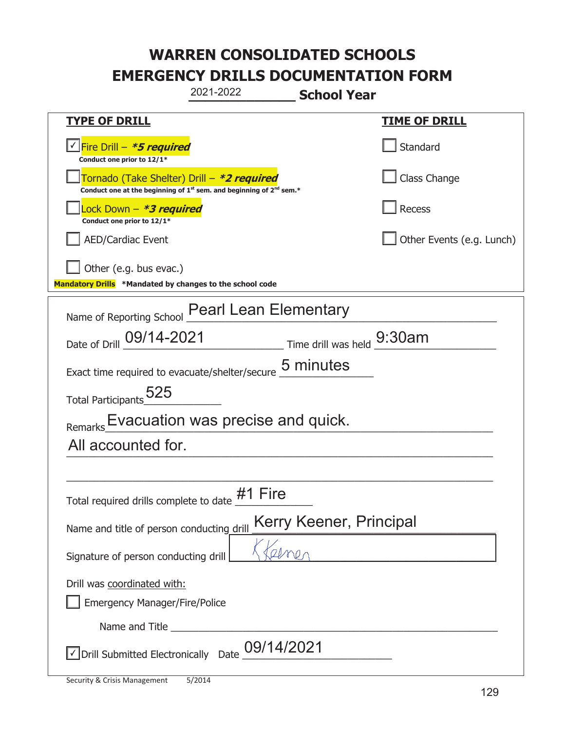# WARREN CONSOLIDATED SCHOOLS
# EMERGENCY DRILLS DOCUMENTATION FORM

2021-2022 **School Year**

| **TYPE OF DRILL** | **TIME OF DRILL** |
|---|---|
| ☑ Fire Drill – ***5 required*** <br> **Conduct one prior to 12/1*** | ☐ Standard |
| ☐ Tornado (Take Shelter) Drill – ***2 required*** <br> **Conduct one at the beginning of 1st sem. and beginning of 2nd sem.*** | ☐ Class Change |
| ☐ Lock Down – ***3 required*** <br> **Conduct one prior to 12/1*** | ☐ Recess |
| ☐ AED/Cardiac Event | ☐ Other Events (e.g. Lunch) |
| ☐ Other (e.g. bus evac.) | |

**Mandatory Drills** ***Mandated by changes to the school code**

Name of Reporting School: Pearl Lean Elementary

Date of Drill: 09/14-2021 Time drill was held: 9:30am

Exact time required to evacuate/shelter/secure: 5 minutes

Total Participants: 525

Remarks: Evacuation was precise and quick. All accounted for.

Total required drills complete to date: #1 Fire

Name and title of person conducting drill: Kerry Keener, Principal

Signature of person conducting drill: K Keener

Drill was coordinated with:

☐ Emergency Manager/Fire/Police

Name and Title ______________________

☑ Drill Submitted Electronically Date: 09/14/2021

Security & Crisis Management 5/2014